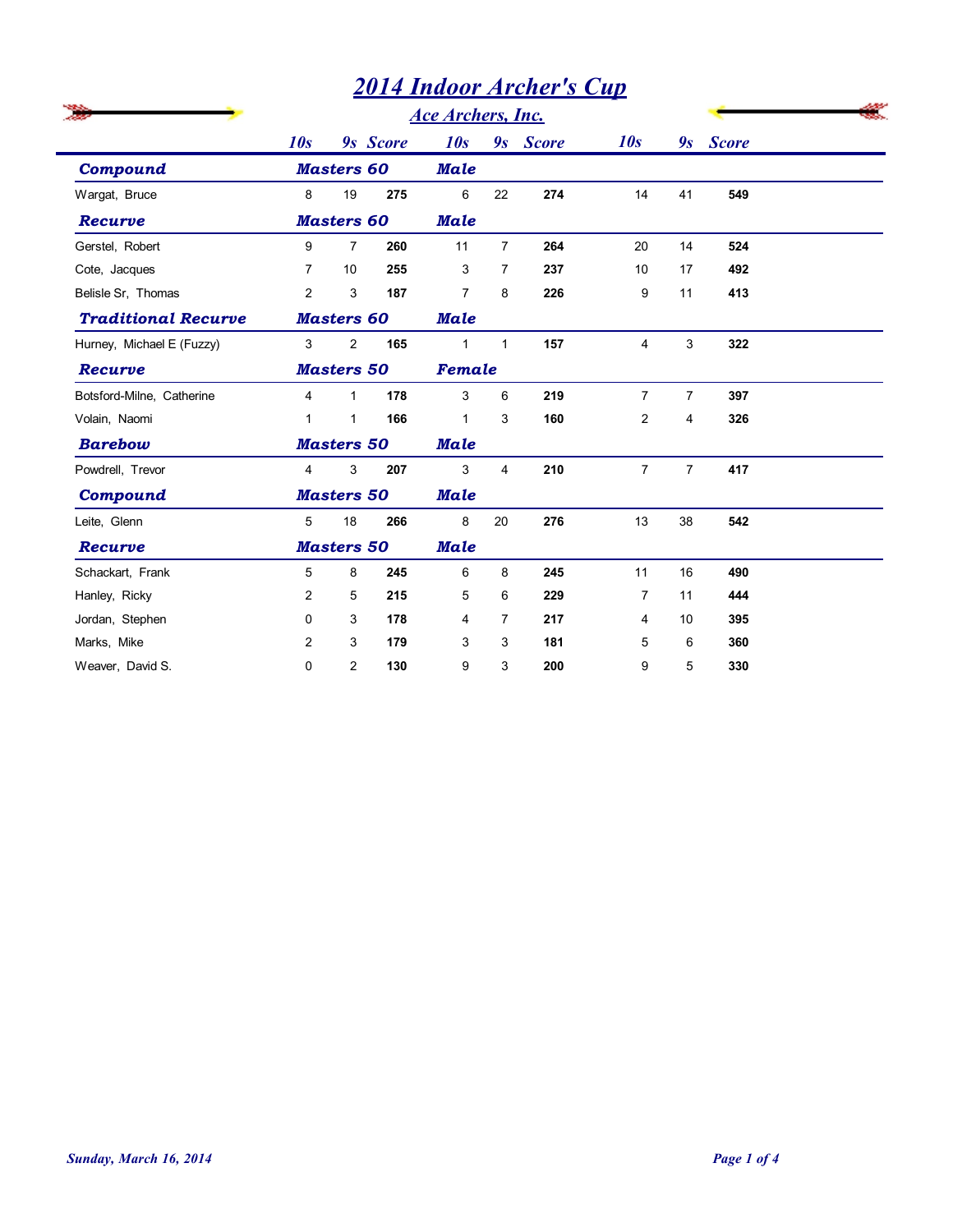# 2014 Indoor Archer's Cup

## Ace Archers, Inc.

| | 10s | 9s | Score | 10s | 9s | Score | 10s | 9s | Score |
|---|---|---|---|---|---|---|---|---|---|
| ***Compound*** | ***Masters 60*** | | | ***Male*** | | | | | |
| Wargat, Bruce | 8 | 19 | **275** | 6 | 22 | **274** | 14 | 41 | **549** |
| ***Recurve*** | ***Masters 60*** | | | ***Male*** | | | | | |
| Gerstel, Robert | 9 | 7 | **260** | 11 | 7 | **264** | 20 | 14 | **524** |
| Cote, Jacques | 7 | 10 | **255** | 3 | 7 | **237** | 10 | 17 | **492** |
| Belisle Sr, Thomas | 2 | 3 | **187** | 7 | 8 | **226** | 9 | 11 | **413** |
| ***Traditional Recurve*** | ***Masters 60*** | | | ***Male*** | | | | | |
| Hurney, Michael E (Fuzzy) | 3 | 2 | **165** | 1 | 1 | **157** | 4 | 3 | **322** |
| ***Recurve*** | ***Masters 50*** | | | ***Female*** | | | | | |
| Botsford-Milne, Catherine | 4 | 1 | **178** | 3 | 6 | **219** | 7 | 7 | **397** |
| Volain, Naomi | 1 | 1 | **166** | 1 | 3 | **160** | 2 | 4 | **326** |
| ***Barebow*** | ***Masters 50*** | | | ***Male*** | | | | | |
| Powdrell, Trevor | 4 | 3 | **207** | 3 | 4 | **210** | 7 | 7 | **417** |
| ***Compound*** | ***Masters 50*** | | | ***Male*** | | | | | |
| Leite, Glenn | 5 | 18 | **266** | 8 | 20 | **276** | 13 | 38 | **542** |
| ***Recurve*** | ***Masters 50*** | | | ***Male*** | | | | | |
| Schackart, Frank | 5 | 8 | **245** | 6 | 8 | **245** | 11 | 16 | **490** |
| Hanley, Ricky | 2 | 5 | **215** | 5 | 6 | **229** | 7 | 11 | **444** |
| Jordan, Stephen | 0 | 3 | **178** | 4 | 7 | **217** | 4 | 10 | **395** |
| Marks, Mike | 2 | 3 | **179** | 3 | 3 | **181** | 5 | 6 | **360** |
| Weaver, David S. | 0 | 2 | **130** | 9 | 3 | **200** | 9 | 5 | **330** |

*Sunday, March 16, 2014*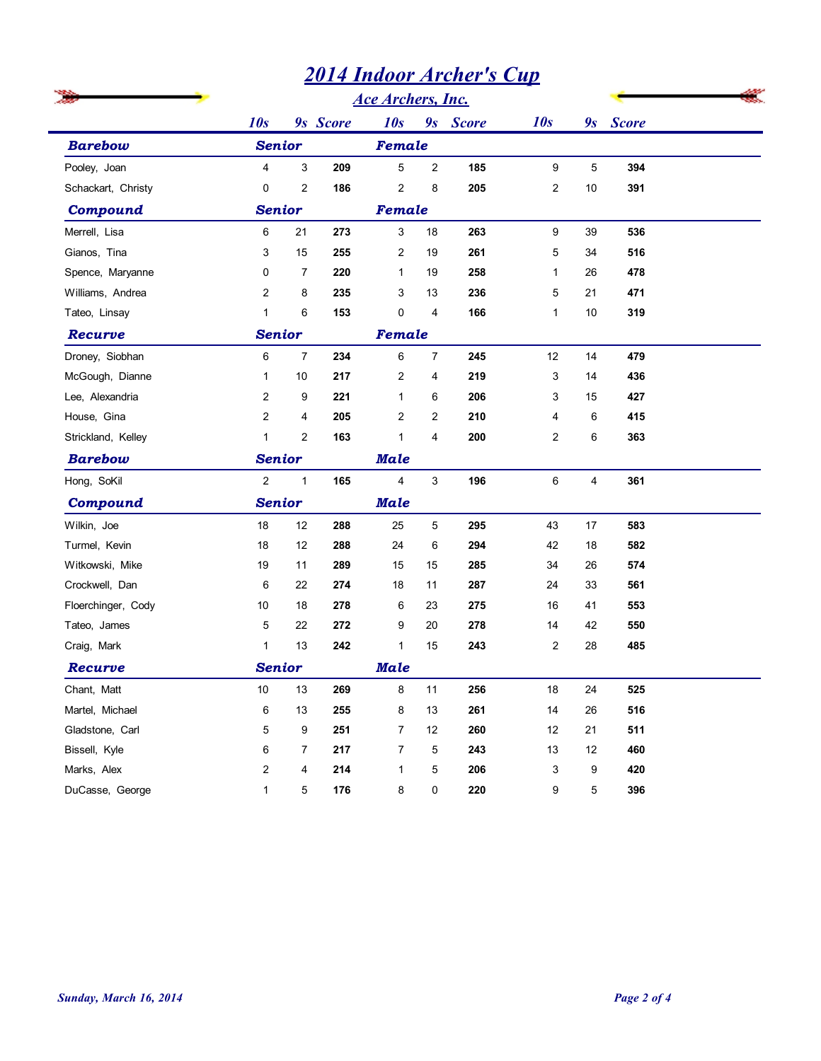# 2014 Indoor Archer's Cup

## Ace Archers, Inc.

| | 10s | 9s | Score | 10s | 9s | Score | 10s | 9s | Score |
|---|---|---|---|---|---|---|---|---|---|
| ***Barebow*** | ***Senior*** | | | ***Female*** | | | | | |
| Pooley, Joan | 4 | 3 | **209** | 5 | 2 | **185** | 9 | 5 | **394** |
| Schackart, Christy | 0 | 2 | **186** | 2 | 8 | **205** | 2 | 10 | **391** |
| ***Compound*** | ***Senior*** | | | ***Female*** | | | | | |
| Merrell, Lisa | 6 | 21 | **273** | 3 | 18 | **263** | 9 | 39 | **536** |
| Gianos, Tina | 3 | 15 | **255** | 2 | 19 | **261** | 5 | 34 | **516** |
| Spence, Maryanne | 0 | 7 | **220** | 1 | 19 | **258** | 1 | 26 | **478** |
| Williams, Andrea | 2 | 8 | **235** | 3 | 13 | **236** | 5 | 21 | **471** |
| Tateo, Linsay | 1 | 6 | **153** | 0 | 4 | **166** | 1 | 10 | **319** |
| ***Recurve*** | ***Senior*** | | | ***Female*** | | | | | |
| Droney, Siobhan | 6 | 7 | **234** | 6 | 7 | **245** | 12 | 14 | **479** |
| McGough, Dianne | 1 | 10 | **217** | 2 | 4 | **219** | 3 | 14 | **436** |
| Lee, Alexandria | 2 | 9 | **221** | 1 | 6 | **206** | 3 | 15 | **427** |
| House, Gina | 2 | 4 | **205** | 2 | 2 | **210** | 4 | 6 | **415** |
| Strickland, Kelley | 1 | 2 | **163** | 1 | 4 | **200** | 2 | 6 | **363** |
| ***Barebow*** | ***Senior*** | | | ***Male*** | | | | | |
| Hong, SoKil | 2 | 1 | **165** | 4 | 3 | **196** | 6 | 4 | **361** |
| ***Compound*** | ***Senior*** | | | ***Male*** | | | | | |
| Wilkin, Joe | 18 | 12 | **288** | 25 | 5 | **295** | 43 | 17 | **583** |
| Turmel, Kevin | 18 | 12 | **288** | 24 | 6 | **294** | 42 | 18 | **582** |
| Witkowski, Mike | 19 | 11 | **289** | 15 | 15 | **285** | 34 | 26 | **574** |
| Crockwell, Dan | 6 | 22 | **274** | 18 | 11 | **287** | 24 | 33 | **561** |
| Floerchinger, Cody | 10 | 18 | **278** | 6 | 23 | **275** | 16 | 41 | **553** |
| Tateo, James | 5 | 22 | **272** | 9 | 20 | **278** | 14 | 42 | **550** |
| Craig, Mark | 1 | 13 | **242** | 1 | 15 | **243** | 2 | 28 | **485** |
| ***Recurve*** | ***Senior*** | | | ***Male*** | | | | | |
| Chant, Matt | 10 | 13 | **269** | 8 | 11 | **256** | 18 | 24 | **525** |
| Martel, Michael | 6 | 13 | **255** | 8 | 13 | **261** | 14 | 26 | **516** |
| Gladstone, Carl | 5 | 9 | **251** | 7 | 12 | **260** | 12 | 21 | **511** |
| Bissell, Kyle | 6 | 7 | **217** | 7 | 5 | **243** | 13 | 12 | **460** |
| Marks, Alex | 2 | 4 | **214** | 1 | 5 | **206** | 3 | 9 | **420** |
| DuCasse, George | 1 | 5 | **176** | 8 | 0 | **220** | 9 | 5 | **396** |

*Sunday, March 16, 2014*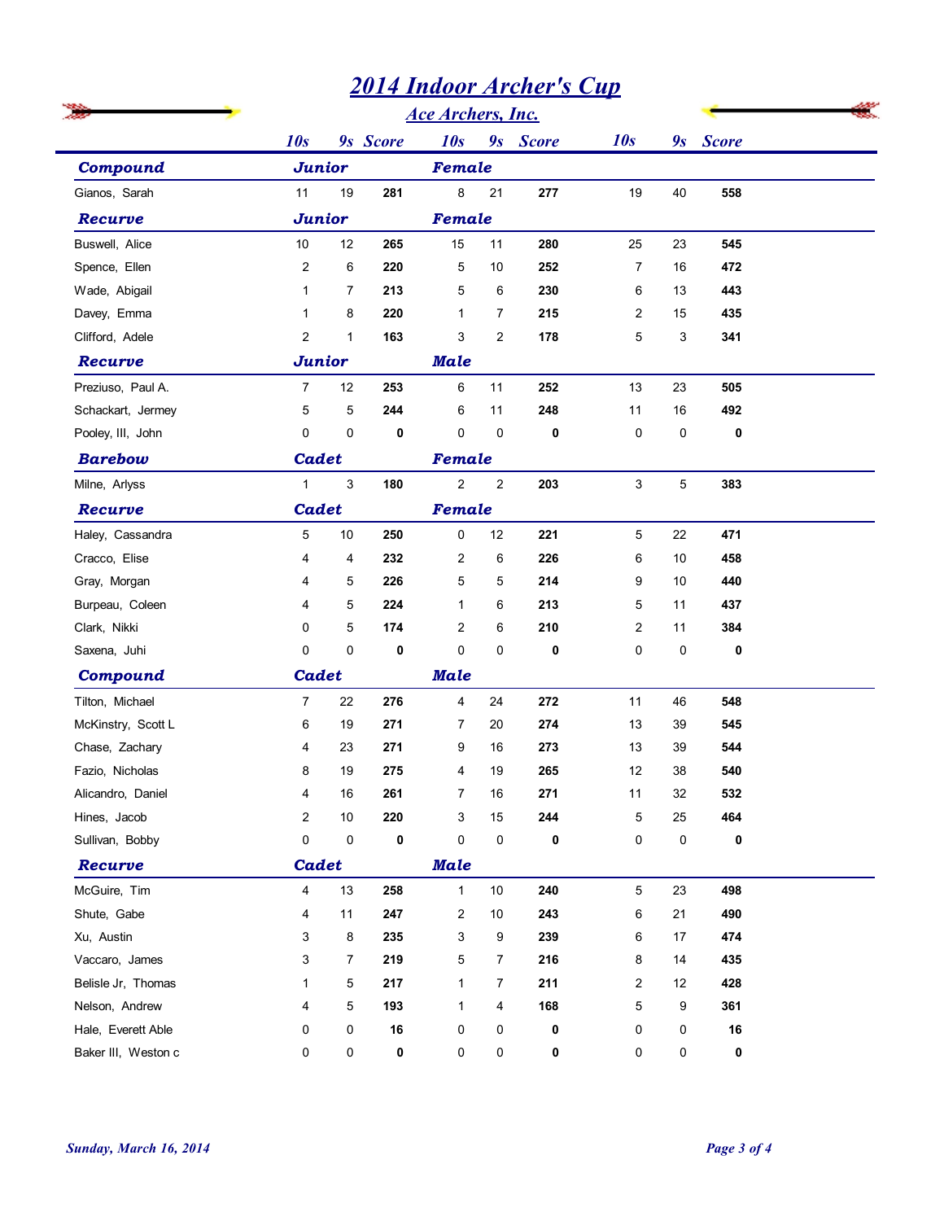# 2014 Indoor Archer's Cup

## Ace Archers, Inc.

| | 10s | 9s | Score | 10s | 9s | Score | 10s | 9s | Score |
|---|---|---|---|---|---|---|---|---|---|
| ***Compound*** | ***Junior*** | | | ***Female*** | | | | | |
| Gianos, Sarah | 11 | 19 | **281** | 8 | 21 | **277** | 19 | 40 | **558** |
| ***Recurve*** | ***Junior*** | | | ***Female*** | | | | | |
| Buswell, Alice | 10 | 12 | **265** | 15 | 11 | **280** | 25 | 23 | **545** |
| Spence, Ellen | 2 | 6 | **220** | 5 | 10 | **252** | 7 | 16 | **472** |
| Wade, Abigail | 1 | 7 | **213** | 5 | 6 | **230** | 6 | 13 | **443** |
| Davey, Emma | 1 | 8 | **220** | 1 | 7 | **215** | 2 | 15 | **435** |
| Clifford, Adele | 2 | 1 | **163** | 3 | 2 | **178** | 5 | 3 | **341** |
| ***Recurve*** | ***Junior*** | | | ***Male*** | | | | | |
| Preziuso, Paul A. | 7 | 12 | **253** | 6 | 11 | **252** | 13 | 23 | **505** |
| Schackart, Jermey | 5 | 5 | **244** | 6 | 11 | **248** | 11 | 16 | **492** |
| Pooley, III, John | 0 | 0 | **0** | 0 | 0 | **0** | 0 | 0 | **0** |
| ***Barebow*** | ***Cadet*** | | | ***Female*** | | | | | |
| Milne, Arlyss | 1 | 3 | **180** | 2 | 2 | **203** | 3 | 5 | **383** |
| ***Recurve*** | ***Cadet*** | | | ***Female*** | | | | | |
| Haley, Cassandra | 5 | 10 | **250** | 0 | 12 | **221** | 5 | 22 | **471** |
| Cracco, Elise | 4 | 4 | **232** | 2 | 6 | **226** | 6 | 10 | **458** |
| Gray, Morgan | 4 | 5 | **226** | 5 | 5 | **214** | 9 | 10 | **440** |
| Burpeau, Coleen | 4 | 5 | **224** | 1 | 6 | **213** | 5 | 11 | **437** |
| Clark, Nikki | 0 | 5 | **174** | 2 | 6 | **210** | 2 | 11 | **384** |
| Saxena, Juhi | 0 | 0 | **0** | 0 | 0 | **0** | 0 | 0 | **0** |
| ***Compound*** | ***Cadet*** | | | ***Male*** | | | | | |
| Tilton, Michael | 7 | 22 | **276** | 4 | 24 | **272** | 11 | 46 | **548** |
| McKinstry, Scott L | 6 | 19 | **271** | 7 | 20 | **274** | 13 | 39 | **545** |
| Chase, Zachary | 4 | 23 | **271** | 9 | 16 | **273** | 13 | 39 | **544** |
| Fazio, Nicholas | 8 | 19 | **275** | 4 | 19 | **265** | 12 | 38 | **540** |
| Alicandro, Daniel | 4 | 16 | **261** | 7 | 16 | **271** | 11 | 32 | **532** |
| Hines, Jacob | 2 | 10 | **220** | 3 | 15 | **244** | 5 | 25 | **464** |
| Sullivan, Bobby | 0 | 0 | **0** | 0 | 0 | **0** | 0 | 0 | **0** |
| ***Recurve*** | ***Cadet*** | | | ***Male*** | | | | | |
| McGuire, Tim | 4 | 13 | **258** | 1 | 10 | **240** | 5 | 23 | **498** |
| Shute, Gabe | 4 | 11 | **247** | 2 | 10 | **243** | 6 | 21 | **490** |
| Xu, Austin | 3 | 8 | **235** | 3 | 9 | **239** | 6 | 17 | **474** |
| Vaccaro, James | 3 | 7 | **219** | 5 | 7 | **216** | 8 | 14 | **435** |
| Belisle Jr, Thomas | 1 | 5 | **217** | 1 | 7 | **211** | 2 | 12 | **428** |
| Nelson, Andrew | 4 | 5 | **193** | 1 | 4 | **168** | 5 | 9 | **361** |
| Hale, Everett Able | 0 | 0 | **16** | 0 | 0 | **0** | 0 | 0 | **16** |
| Baker III, Weston c | 0 | 0 | **0** | 0 | 0 | **0** | 0 | 0 | **0** |

*Sunday, March 16, 2014*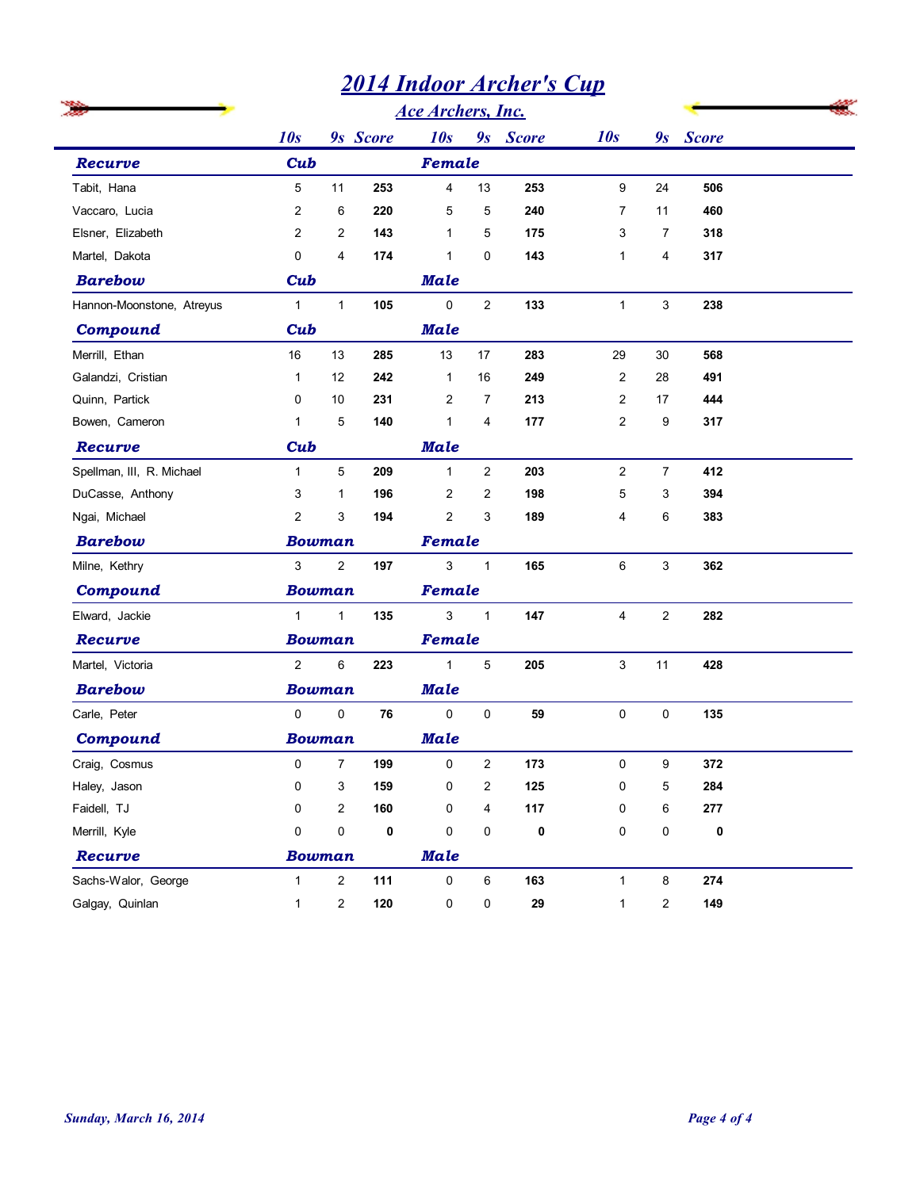# 2014 Indoor Archer's Cup

## Ace Archers, Inc.

| | 10s | 9s | Score | 10s | 9s | Score | 10s | 9s | Score |
|---|---|---|---|---|---|---|---|---|---|
| ***Recurve*** | ***Cub*** | | | ***Female*** | | | | | |
| Tabit, Hana | 5 | 11 | **253** | 4 | 13 | **253** | 9 | 24 | **506** |
| Vaccaro, Lucia | 2 | 6 | **220** | 5 | 5 | **240** | 7 | 11 | **460** |
| Elsner, Elizabeth | 2 | 2 | **143** | 1 | 5 | **175** | 3 | 7 | **318** |
| Martel, Dakota | 0 | 4 | **174** | 1 | 0 | **143** | 1 | 4 | **317** |
| ***Barebow*** | ***Cub*** | | | ***Male*** | | | | | |
| Hannon-Moonstone, Atreyus | 1 | 1 | **105** | 0 | 2 | **133** | 1 | 3 | **238** |
| ***Compound*** | ***Cub*** | | | ***Male*** | | | | | |
| Merrill, Ethan | 16 | 13 | **285** | 13 | 17 | **283** | 29 | 30 | **568** |
| Galandzi, Cristian | 1 | 12 | **242** | 1 | 16 | **249** | 2 | 28 | **491** |
| Quinn, Partick | 0 | 10 | **231** | 2 | 7 | **213** | 2 | 17 | **444** |
| Bowen, Cameron | 1 | 5 | **140** | 1 | 4 | **177** | 2 | 9 | **317** |
| ***Recurve*** | ***Cub*** | | | ***Male*** | | | | | |
| Spellman, III, R. Michael | 1 | 5 | **209** | 1 | 2 | **203** | 2 | 7 | **412** |
| DuCasse, Anthony | 3 | 1 | **196** | 2 | 2 | **198** | 5 | 3 | **394** |
| Ngai, Michael | 2 | 3 | **194** | 2 | 3 | **189** | 4 | 6 | **383** |
| ***Barebow*** | ***Bowman*** | | | ***Female*** | | | | | |
| Milne, Kethry | 3 | 2 | **197** | 3 | 1 | **165** | 6 | 3 | **362** |
| ***Compound*** | ***Bowman*** | | | ***Female*** | | | | | |
| Elward, Jackie | 1 | 1 | **135** | 3 | 1 | **147** | 4 | 2 | **282** |
| ***Recurve*** | ***Bowman*** | | | ***Female*** | | | | | |
| Martel, Victoria | 2 | 6 | **223** | 1 | 5 | **205** | 3 | 11 | **428** |
| ***Barebow*** | ***Bowman*** | | | ***Male*** | | | | | |
| Carle, Peter | 0 | 0 | **76** | 0 | 0 | **59** | 0 | 0 | **135** |
| ***Compound*** | ***Bowman*** | | | ***Male*** | | | | | |
| Craig, Cosmus | 0 | 7 | **199** | 0 | 2 | **173** | 0 | 9 | **372** |
| Haley, Jason | 0 | 3 | **159** | 0 | 2 | **125** | 0 | 5 | **284** |
| Faidell, TJ | 0 | 2 | **160** | 0 | 4 | **117** | 0 | 6 | **277** |
| Merrill, Kyle | 0 | 0 | **0** | 0 | 0 | **0** | 0 | 0 | **0** |
| ***Recurve*** | ***Bowman*** | | | ***Male*** | | | | | |
| Sachs-Walor, George | 1 | 2 | **111** | 0 | 6 | **163** | 1 | 8 | **274** |
| Galgay, Quinlan | 1 | 2 | **120** | 0 | 0 | **29** | 1 | 2 | **149** |

*Sunday, March 16, 2014*